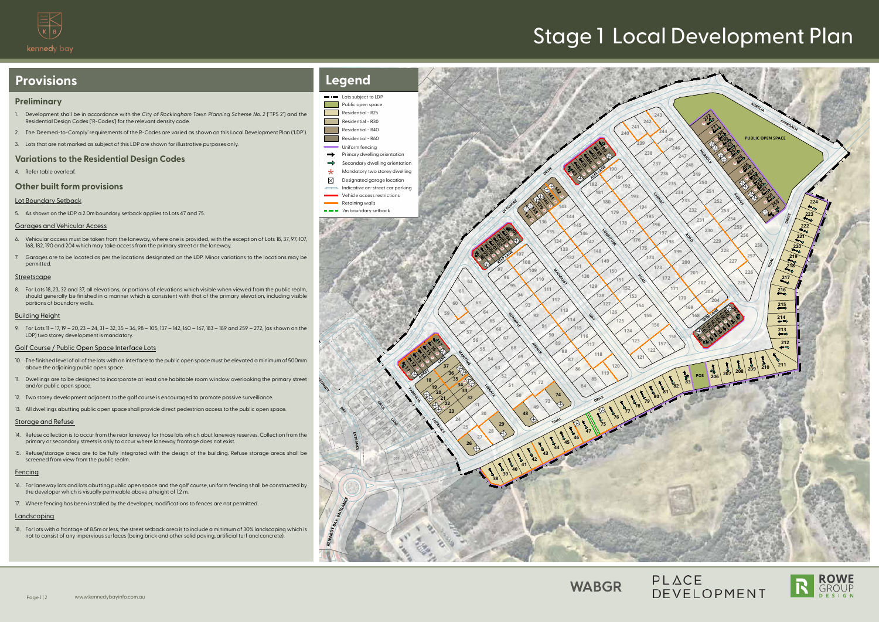# Stage 1 Local Development Plan

## Provisions

### Preliminary

1. Development shall be in accordance with the *City of Rockingham Town Planning Scheme No. 2* ('TPS 2') and the Residential Design Codes ('R-Codes') for the relevant density code.
2. The 'Deemed-to-Comply' requirements of the R-Codes are varied as shown on this Local Development Plan ('LDP').
3. Lots that are not marked as subject of this LDP are shown for illustrative purposes only.

### Variations to the Residential Design Codes

4. Refer table overleaf.

### Other built form provisions

#### Lot Boundary Setback

5. As shown on the LDP a 2.0m boundary setback applies to Lots 47 and 75.

#### Garages and Vehicular Access

6. Vehicular access must be taken from the laneway, where one is provided, with the exception of Lots 18, 37, 97, 107, 168, 182, 190 and 204 which may take access from the primary street or the laneway.
7. Garages are to be located as per the locations designated on the LDP. Minor variations to the locations may be permitted.

#### Streetscape

8. For Lots 18, 23, 32 and 37, all elevations, or portions of elevations which visible when viewed from the public realm, should generally be finished in a manner which is consistent with that of the primary elevation, including visible portions of boundary walls.

#### Building Height

9. For Lots 11 – 17, 19 – 20, 23 – 24, 31 – 32, 35 – 36, 98 – 105, 137 – 142, 160 – 167, 183 – 189 and 259 – 272, (as shown on the LDP) two storey development is mandatory.

#### Golf Course / Public Open Space Interface Lots

10. The finished level of all of the lots with an interface to the public open space must be elevated a minimum of 500mm above the adjoining public open space.
11. Dwellings are to be designed to incorporate at least one habitable room window overlooking the primary street and/or public open space.
12. Two storey development adjacent to the golf course is encouraged to promote passive surveillance.
13. All dwellings abutting public open space shall provide direct pedestrian access to the public open space.

#### Storage and Refuse

14. Refuse collection is to occur from the rear laneway for those lots which abut laneway reserves. Collection from the primary or secondary streets is only to occur where laneway frontage does not exist.
15. Refuse/storage areas are to be fully integrated with the design of the building. Refuse storage areas shall be screened from view from the public realm.

#### Fencing

16. For laneway lots and lots abutting public open space and the golf course, uniform fencing shall be constructed by the developer which is visually permeable above a height of 1.2 m.
17. Where fencing has been installed by the developer, modifications to fences are not permitted.

#### Landscaping

18. For lots with a frontage of 8.5m or less, the street setback area is to include a minimum of 30% landscaping which is not to consist of any impervious surfaces (being brick and other solid paving, artificial turf and concrete).

## Legend

- Lots subject to LDP
- Public open space
- Residential - R25
- Residential - R30
- Residential - R40
- Residential - R60
- Uniform fencing
- Primary dwelling orientation
- Secondary dwelling orientation
- Mandatory two storey dwelling
- Designated garage location
- Indicative on-street car parking
- Vehicle access restrictions
- Retaining walls
- 2m boundary setback

www.kennedybayinfo.com.au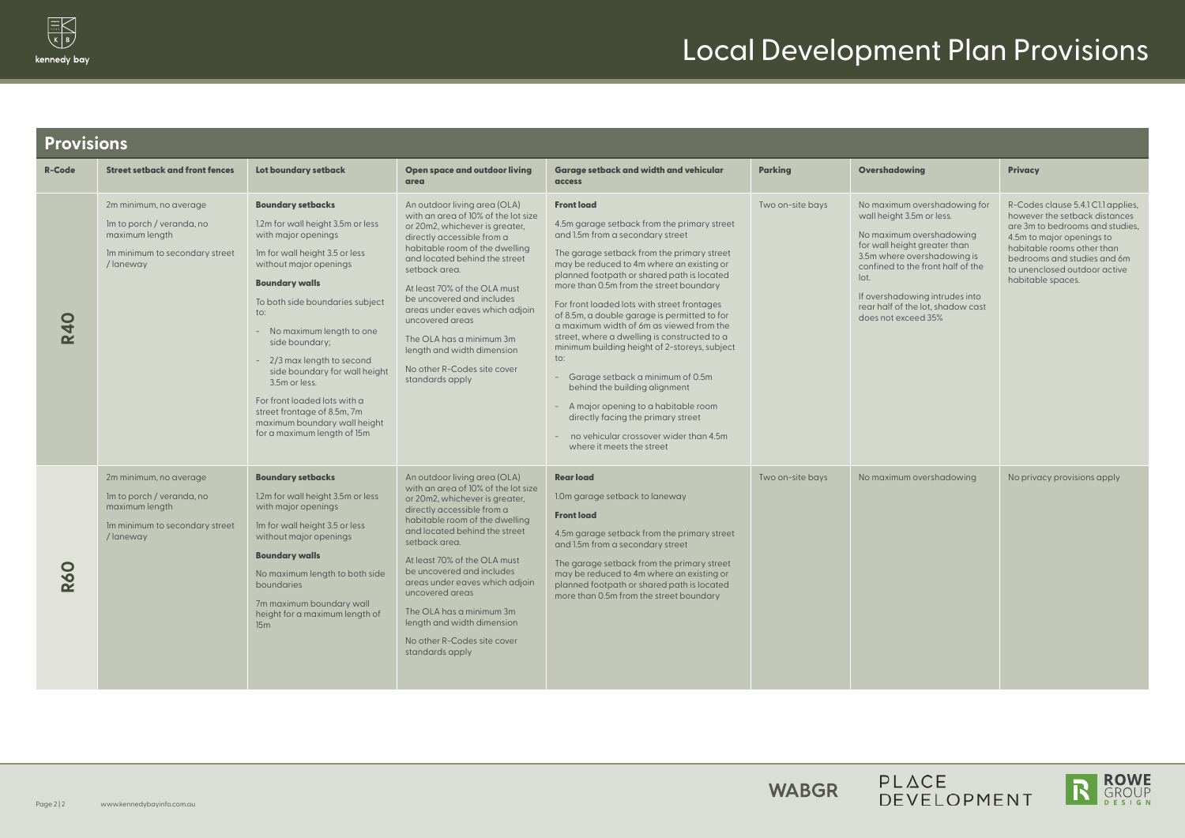# Local Development Plan Provisions

## Provisions

| R-Code | Street setback and front fences | Lot boundary setback | Open space and outdoor living area | Garage setback and width and vehicular access | Parking | Overshadowing | Privacy |
|---|---|---|---|---|---|---|---|
| R40 | 2m minimum, no average<br><br>1m to porch / veranda, no maximum length<br><br>1m minimum to secondary street / laneway | **Boundary setbacks**<br><br>1.2m for wall height 3.5m or less with major openings<br><br>1m for wall height 3.5 or less without major openings<br><br>**Boundary walls**<br><br>To both side boundaries subject to:<br><br>- No maximum length to one side boundary;<br>- 2/3 max length to second side boundary for wall height 3.5m or less.<br><br>For front loaded lots with a street frontage of 8.5m, 7m maximum boundary wall height for a maximum length of 15m | An outdoor living area (OLA) with an area of 10% of the lot size or 20m2, whichever is greater, directly accessible from a habitable room of the dwelling and located behind the street setback area.<br><br>At least 70% of the OLA must be uncovered and includes areas under eaves which adjoin uncovered areas<br><br>The OLA has a minimum 3m length and width dimension<br><br>No other R-Codes site cover standards apply | **Front load**<br><br>4.5m garage setback from the primary street and 1.5m from a secondary street<br><br>The garage setback from the primary street may be reduced to 4m where an existing or planned footpath or shared path is located more than 0.5m from the street boundary<br><br>For front loaded lots with street frontages of 8.5m, a double garage is permitted to for a maximum width of 6m as viewed from the street, where a dwelling is constructed to a minimum building height of 2-storeys, subject to:<br><br>- Garage setback a minimum of 0.5m behind the building alignment<br>- A major opening to a habitable room directly facing the primary street<br>- no vehicular crossover wider than 4.5m where it meets the street | Two on-site bays | No maximum overshadowing for wall height 3.5m or less.<br><br>No maximum overshadowing for wall height greater than 3.5m where overshadowing is confined to the front half of the lot.<br><br>If overshadowing intrudes into rear half of the lot, shadow cast does not exceed 35% | R-Codes clause 5.4.1 C1.1 applies, however the setback distances are 3m to bedrooms and studies, 4.5m to major openings to habitable rooms other than bedrooms and studies and 6m to unenclosed outdoor active habitable spaces. |
| R60 | 2m minimum, no average<br><br>1m to porch / veranda, no maximum length<br><br>1m minimum to secondary street / laneway | **Boundary setbacks**<br><br>1.2m for wall height 3.5m or less with major openings<br><br>1m for wall height 3.5 or less without major openings<br><br>**Boundary walls**<br><br>No maximum length to both side boundaries<br><br>7m maximum boundary wall height for a maximum length of 15m | An outdoor living area (OLA) with an area of 10% of the lot size or 20m2, whichever is greater, directly accessible from a habitable room of the dwelling and located behind the street setback area.<br><br>At least 70% of the OLA must be uncovered and includes areas under eaves which adjoin uncovered areas<br><br>The OLA has a minimum 3m length and width dimension<br><br>No other R-Codes site cover standards apply | **Rear load**<br><br>1.0m garage setback to laneway<br><br>**Front load**<br><br>4.5m garage setback from the primary street and 1.5m from a secondary street<br><br>The garage setback from the primary street may be reduced to 4m where an existing or planned footpath or shared path is located more than 0.5m from the street boundary | Two on-site bays | No maximum overshadowing | No privacy provisions apply |